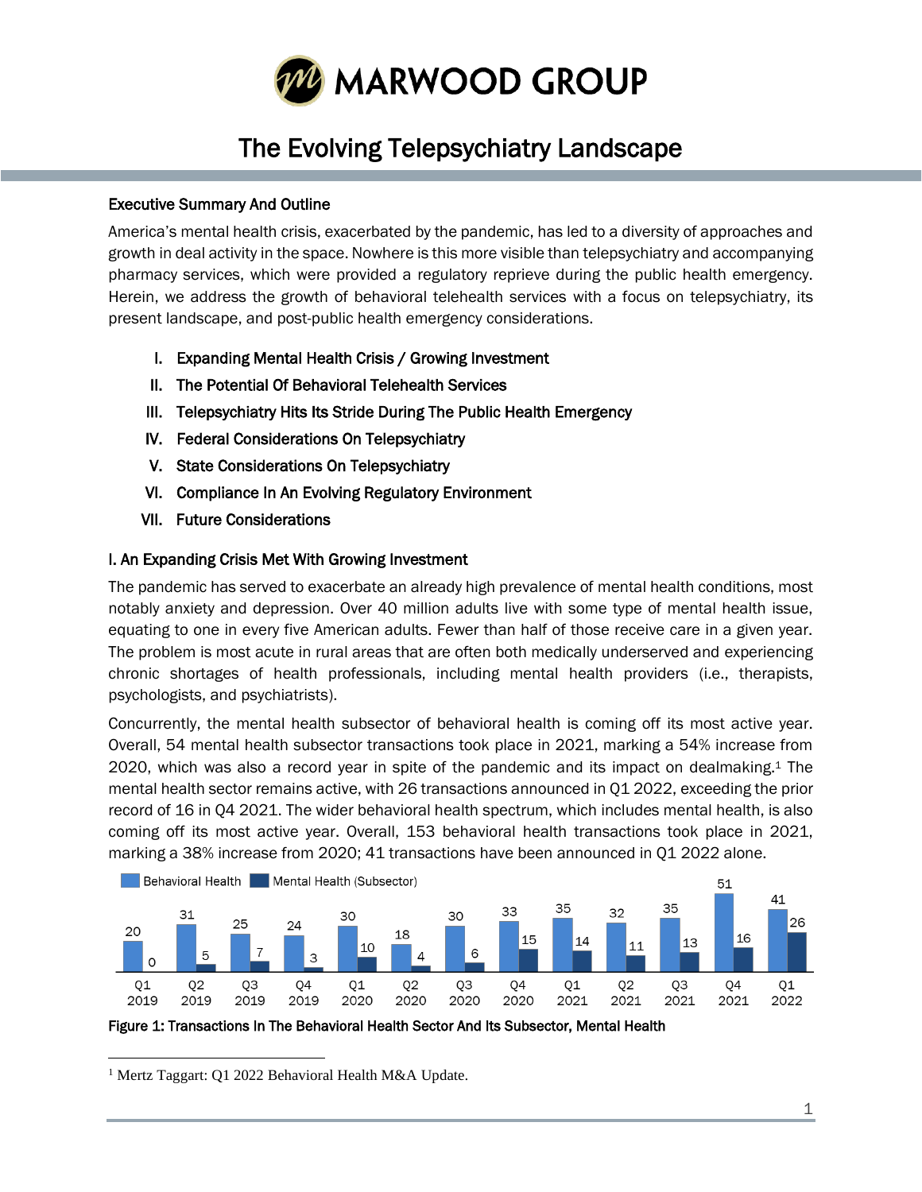# The Evolving Telepsychiatry Landscape

## Executive Summary And Outline

America's mental health crisis, exacerbated by the pandemic, has led to a diversity of approaches and growth in deal activity in the space. Nowhere is this more visible than telepsychiatry and accompanying pharmacy services, which were provided a regulatory reprieve during the public health emergency. Herein, we address the growth of behavioral telehealth services with a focus on telepsychiatry, its present landscape, and post-public health emergency considerations.

I. Expanding Mental Health Crisis / Growing Investment
II. The Potential Of Behavioral Telehealth Services
III. Telepsychiatry Hits Its Stride During The Public Health Emergency
IV. Federal Considerations On Telepsychiatry
V. State Considerations On Telepsychiatry
VI. Compliance In An Evolving Regulatory Environment
VII. Future Considerations

## I. An Expanding Crisis Met With Growing Investment

The pandemic has served to exacerbate an already high prevalence of mental health conditions, most notably anxiety and depression. Over 40 million adults live with some type of mental health issue, equating to one in every five American adults. Fewer than half of those receive care in a given year. The problem is most acute in rural areas that are often both medically underserved and experiencing chronic shortages of health professionals, including mental health providers (i.e., therapists, psychologists, and psychiatrists).

Concurrently, the mental health subsector of behavioral health is coming off its most active year. Overall, 54 mental health subsector transactions took place in 2021, marking a 54% increase from 2020, which was also a record year in spite of the pandemic and its impact on dealmaking.[1] The mental health sector remains active, with 26 transactions announced in Q1 2022, exceeding the prior record of 16 in Q4 2021. The wider behavioral health spectrum, which includes mental health, is also coming off its most active year. Overall, 153 behavioral health transactions took place in 2021, marking a 38% increase from 2020; 41 transactions have been announced in Q1 2022 alone.

| Quarter | Behavioral Health | Mental Health (Subsector) |
|---|---|---|
| Q1 2019 | 20 | 0 |
| Q2 2019 | 31 | 5 |
| Q3 2019 | 25 | 7 |
| Q4 2019 | 24 | 3 |
| Q1 2020 | 30 | 10 |
| Q2 2020 | 18 | 4 |
| Q3 2020 | 30 | 6 |
| Q4 2020 | 33 | 15 |
| Q1 2021 | 35 | 14 |
| Q2 2021 | 32 | 11 |
| Q3 2021 | 35 | 13 |
| Q4 2021 | 51 | 16 |
| Q1 2022 | 41 | 26 |

**Figure 1: Transactions In The Behavioral Health Sector And Its Subsector, Mental Health**

[1] Mertz Taggart: Q1 2022 Behavioral Health M&A Update.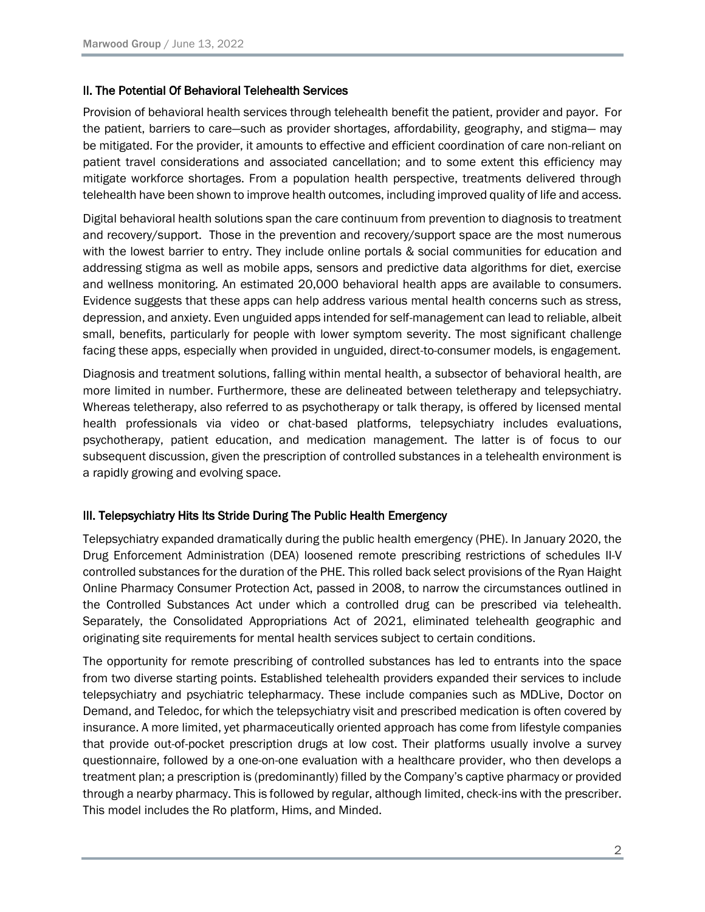## II. The Potential Of Behavioral Telehealth Services

Provision of behavioral health services through telehealth benefit the patient, provider and payor. For the patient, barriers to care—such as provider shortages, affordability, geography, and stigma— may be mitigated. For the provider, it amounts to effective and efficient coordination of care non-reliant on patient travel considerations and associated cancellation; and to some extent this efficiency may mitigate workforce shortages. From a population health perspective, treatments delivered through telehealth have been shown to improve health outcomes, including improved quality of life and access.

Digital behavioral health solutions span the care continuum from prevention to diagnosis to treatment and recovery/support. Those in the prevention and recovery/support space are the most numerous with the lowest barrier to entry. They include online portals & social communities for education and addressing stigma as well as mobile apps, sensors and predictive data algorithms for diet, exercise and wellness monitoring. An estimated 20,000 behavioral health apps are available to consumers. Evidence suggests that these apps can help address various mental health concerns such as stress, depression, and anxiety. Even unguided apps intended for self-management can lead to reliable, albeit small, benefits, particularly for people with lower symptom severity. The most significant challenge facing these apps, especially when provided in unguided, direct-to-consumer models, is engagement.

Diagnosis and treatment solutions, falling within mental health, a subsector of behavioral health, are more limited in number. Furthermore, these are delineated between teletherapy and telepsychiatry. Whereas teletherapy, also referred to as psychotherapy or talk therapy, is offered by licensed mental health professionals via video or chat-based platforms, telepsychiatry includes evaluations, psychotherapy, patient education, and medication management. The latter is of focus to our subsequent discussion, given the prescription of controlled substances in a telehealth environment is a rapidly growing and evolving space.

## III. Telepsychiatry Hits Its Stride During The Public Health Emergency

Telepsychiatry expanded dramatically during the public health emergency (PHE). In January 2020, the Drug Enforcement Administration (DEA) loosened remote prescribing restrictions of schedules II-V controlled substances for the duration of the PHE. This rolled back select provisions of the Ryan Haight Online Pharmacy Consumer Protection Act, passed in 2008, to narrow the circumstances outlined in the Controlled Substances Act under which a controlled drug can be prescribed via telehealth. Separately, the Consolidated Appropriations Act of 2021, eliminated telehealth geographic and originating site requirements for mental health services subject to certain conditions.

The opportunity for remote prescribing of controlled substances has led to entrants into the space from two diverse starting points. Established telehealth providers expanded their services to include telepsychiatry and psychiatric telepharmacy. These include companies such as MDLive, Doctor on Demand, and Teledoc, for which the telepsychiatry visit and prescribed medication is often covered by insurance. A more limited, yet pharmaceutically oriented approach has come from lifestyle companies that provide out-of-pocket prescription drugs at low cost. Their platforms usually involve a survey questionnaire, followed by a one-on-one evaluation with a healthcare provider, who then develops a treatment plan; a prescription is (predominantly) filled by the Company's captive pharmacy or provided through a nearby pharmacy. This is followed by regular, although limited, check-ins with the prescriber. This model includes the Ro platform, Hims, and Minded.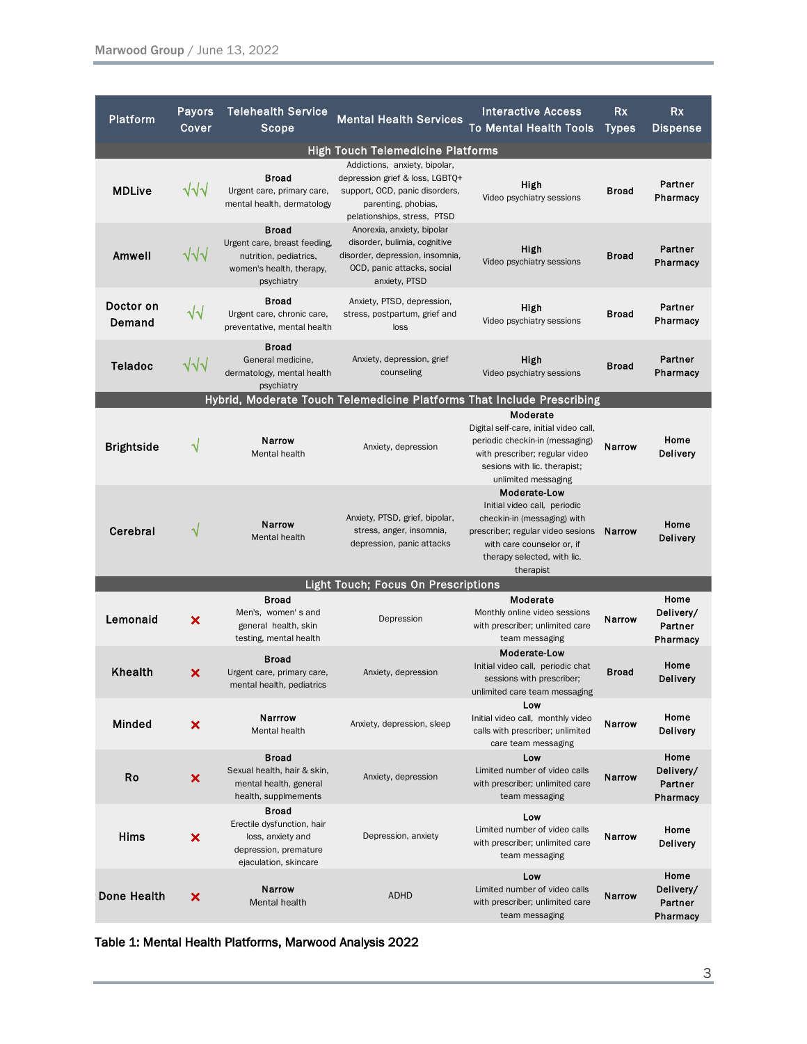| Platform | Payors Cover | Telehealth Service Scope | Mental Health Services | Interactive Access To Mental Health Tools | Rx Types | Rx Dispense |
|---|---|---|---|---|---|---|
| **High Touch Telemedicine Platforms** | | | | | | |
| **MDLive** | √√√ | **Broad** Urgent care, primary care, mental health, dermatology | Addictions, anxiety, bipolar, depression grief & loss, LGBTQ+ support, OCD, panic disorders, parenting, phobias, pelationships, stress, PTSD | **High** Video psychiatry sessions | **Broad** | **Partner Pharmacy** |
| **Amwell** | √√√ | **Broad** Urgent care, breast feeding, nutrition, pediatrics, women's health, therapy, psychiatry | Anorexia, anxiety, bipolar disorder, bulimia, cognitive disorder, depression, insomnia, OCD, panic attacks, social anxiety, PTSD | **High** Video psychiatry sessions | **Broad** | **Partner Pharmacy** |
| **Doctor on Demand** | √√ | **Broad** Urgent care, chronic care, preventative, mental health | Anxiety, PTSD, depression, stress, postpartum, grief and loss | **High** Video psychiatry sessions | **Broad** | **Partner Pharmacy** |
| **Teladoc** | √√√ | **Broad** General medicine, dermatology, mental health psychiatry | Anxiety, depression, grief counseling | **High** Video psychiatry sessions | **Broad** | **Partner Pharmacy** |
| **Hybrid, Moderate Touch Telemedicine Platforms That Include Prescribing** | | | | | | |
| **Brightside** | √ | **Narrow** Mental health | Anxiety, depression | **Moderate** Digital self-care, initial video call, periodic checkin-in (messaging) with prescriber; regular video sesions with lic. therapist; unlimited messaging | **Narrow** | **Home Delivery** |
| **Cerebral** | √ | **Narrow** Mental health | Anxiety, PTSD, grief, bipolar, stress, anger, insomnia, depression, panic attacks | **Moderate-Low** Initial video call, periodic checkin-in (messaging) with prescriber; regular video sessions with care counselor or, if therapy selected, with lic. therapist | **Narrow** | **Home Delivery** |
| **Light Touch; Focus On Prescriptions** | | | | | | |
| **Lemonaid** | ✗ | **Broad** Men's, women' s and general health, skin testing, mental health | Depression | **Moderate** Monthly online video sessions with prescriber; unlimited care team messaging | **Narrow** | **Home Delivery/ Partner Pharmacy** |
| **Khealth** | ✗ | **Broad** Urgent care, primary care, mental health, pediatrics | Anxiety, depression | **Moderate-Low** Initial video call, periodic chat sessions with prescriber; unlimited care team messaging | **Broad** | **Home Delivery** |
| **Minded** | ✗ | **Narrrow** Mental health | Anxiety, depression, sleep | **Low** Initial video call, monthly video calls with prescriber; unlimited care team messaging | **Narrow** | **Home Delivery** |
| **Ro** | ✗ | **Broad** Sexual health, hair & skin, mental health, general health, supplmements | Anxiety, depression | **Low** Limited number of video calls with prescriber; unlimited care team messaging | **Narrow** | **Home Delivery/ Partner Pharmacy** |
| **Hims** | ✗ | **Broad** Erectile dysfunction, hair loss, anxiety and depression, premature ejaculation, skincare | Depression, anxiety | **Low** Limited number of video calls with prescriber; unlimited care team messaging | **Narrow** | **Home Delivery** |
| **Done Health** | ✗ | **Narrow** Mental health | ADHD | **Low** Limited number of video calls with prescriber; unlimited care team messaging | **Narrow** | **Home Delivery/ Partner Pharmacy** |

**Table 1: Mental Health Platforms, Marwood Analysis 2022**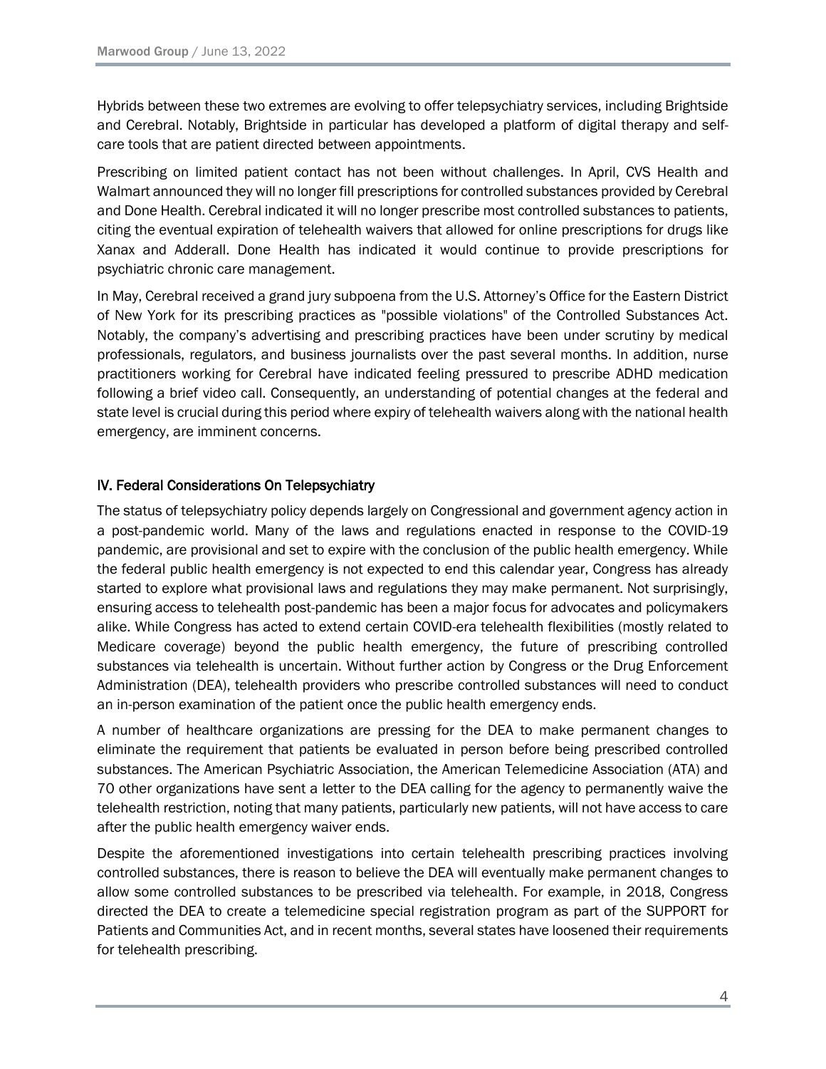Hybrids between these two extremes are evolving to offer telepsychiatry services, including Brightside and Cerebral. Notably, Brightside in particular has developed a platform of digital therapy and self-care tools that are patient directed between appointments.

Prescribing on limited patient contact has not been without challenges. In April, CVS Health and Walmart announced they will no longer fill prescriptions for controlled substances provided by Cerebral and Done Health. Cerebral indicated it will no longer prescribe most controlled substances to patients, citing the eventual expiration of telehealth waivers that allowed for online prescriptions for drugs like Xanax and Adderall. Done Health has indicated it would continue to provide prescriptions for psychiatric chronic care management.

In May, Cerebral received a grand jury subpoena from the U.S. Attorney's Office for the Eastern District of New York for its prescribing practices as "possible violations" of the Controlled Substances Act. Notably, the company's advertising and prescribing practices have been under scrutiny by medical professionals, regulators, and business journalists over the past several months. In addition, nurse practitioners working for Cerebral have indicated feeling pressured to prescribe ADHD medication following a brief video call. Consequently, an understanding of potential changes at the federal and state level is crucial during this period where expiry of telehealth waivers along with the national health emergency, are imminent concerns.

## IV. Federal Considerations On Telepsychiatry

The status of telepsychiatry policy depends largely on Congressional and government agency action in a post-pandemic world. Many of the laws and regulations enacted in response to the COVID-19 pandemic, are provisional and set to expire with the conclusion of the public health emergency. While the federal public health emergency is not expected to end this calendar year, Congress has already started to explore what provisional laws and regulations they may make permanent. Not surprisingly, ensuring access to telehealth post-pandemic has been a major focus for advocates and policymakers alike. While Congress has acted to extend certain COVID-era telehealth flexibilities (mostly related to Medicare coverage) beyond the public health emergency, the future of prescribing controlled substances via telehealth is uncertain. Without further action by Congress or the Drug Enforcement Administration (DEA), telehealth providers who prescribe controlled substances will need to conduct an in-person examination of the patient once the public health emergency ends.

A number of healthcare organizations are pressing for the DEA to make permanent changes to eliminate the requirement that patients be evaluated in person before being prescribed controlled substances. The American Psychiatric Association, the American Telemedicine Association (ATA) and 70 other organizations have sent a letter to the DEA calling for the agency to permanently waive the telehealth restriction, noting that many patients, particularly new patients, will not have access to care after the public health emergency waiver ends.

Despite the aforementioned investigations into certain telehealth prescribing practices involving controlled substances, there is reason to believe the DEA will eventually make permanent changes to allow some controlled substances to be prescribed via telehealth. For example, in 2018, Congress directed the DEA to create a telemedicine special registration program as part of the SUPPORT for Patients and Communities Act, and in recent months, several states have loosened their requirements for telehealth prescribing.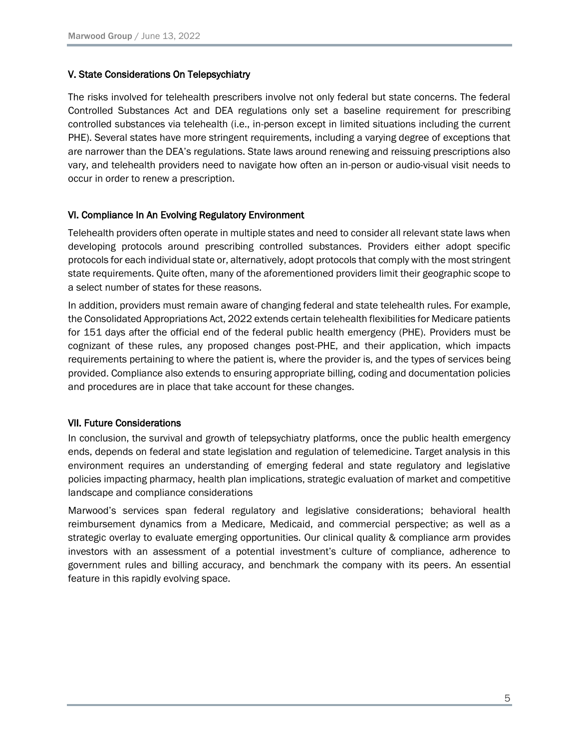## V. State Considerations On Telepsychiatry

The risks involved for telehealth prescribers involve not only federal but state concerns. The federal Controlled Substances Act and DEA regulations only set a baseline requirement for prescribing controlled substances via telehealth (i.e., in-person except in limited situations including the current PHE). Several states have more stringent requirements, including a varying degree of exceptions that are narrower than the DEA's regulations. State laws around renewing and reissuing prescriptions also vary, and telehealth providers need to navigate how often an in-person or audio-visual visit needs to occur in order to renew a prescription.

## VI. Compliance In An Evolving Regulatory Environment

Telehealth providers often operate in multiple states and need to consider all relevant state laws when developing protocols around prescribing controlled substances. Providers either adopt specific protocols for each individual state or, alternatively, adopt protocols that comply with the most stringent state requirements. Quite often, many of the aforementioned providers limit their geographic scope to a select number of states for these reasons.

In addition, providers must remain aware of changing federal and state telehealth rules. For example, the Consolidated Appropriations Act, 2022 extends certain telehealth flexibilities for Medicare patients for 151 days after the official end of the federal public health emergency (PHE). Providers must be cognizant of these rules, any proposed changes post-PHE, and their application, which impacts requirements pertaining to where the patient is, where the provider is, and the types of services being provided. Compliance also extends to ensuring appropriate billing, coding and documentation policies and procedures are in place that take account for these changes.

## VII. Future Considerations

In conclusion, the survival and growth of telepsychiatry platforms, once the public health emergency ends, depends on federal and state legislation and regulation of telemedicine. Target analysis in this environment requires an understanding of emerging federal and state regulatory and legislative policies impacting pharmacy, health plan implications, strategic evaluation of market and competitive landscape and compliance considerations

Marwood's services span federal regulatory and legislative considerations; behavioral health reimbursement dynamics from a Medicare, Medicaid, and commercial perspective; as well as a strategic overlay to evaluate emerging opportunities. Our clinical quality & compliance arm provides investors with an assessment of a potential investment's culture of compliance, adherence to government rules and billing accuracy, and benchmark the company with its peers. An essential feature in this rapidly evolving space.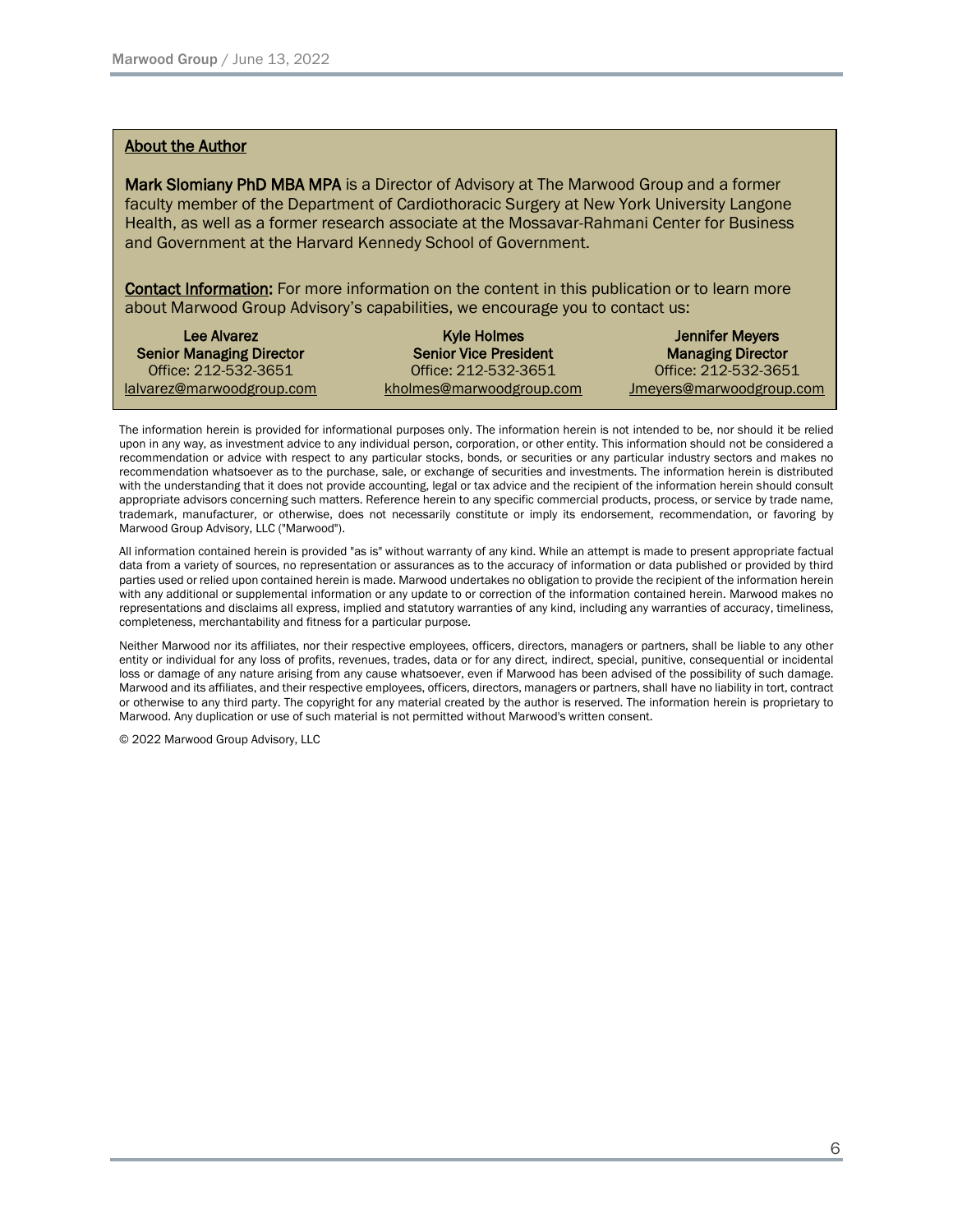**About the Author**

**Mark Slomiany PhD MBA MPA** is a Director of Advisory at The Marwood Group and a former faculty member of the Department of Cardiothoracic Surgery at New York University Langone Health, as well as a former research associate at the Mossavar-Rahmani Center for Business and Government at the Harvard Kennedy School of Government.

**Contact Information:** For more information on the content in this publication or to learn more about Marwood Group Advisory's capabilities, we encourage you to contact us:

| | | |
|---|---|---|
| **Lee Alvarez** | **Kyle Holmes** | **Jennifer Meyers** |
| **Senior Managing Director** | **Senior Vice President** | **Managing Director** |
| Office: 212-532-3651 | Office: 212-532-3651 | Office: 212-532-3651 |
| lalvarez@marwoodgroup.com | kholmes@marwoodgroup.com | Jmeyers@marwoodgroup.com |

The information herein is provided for informational purposes only. The information herein is not intended to be, nor should it be relied upon in any way, as investment advice to any individual person, corporation, or other entity. This information should not be considered a recommendation or advice with respect to any particular stocks, bonds, or securities or any particular industry sectors and makes no recommendation whatsoever as to the purchase, sale, or exchange of securities and investments. The information herein is distributed with the understanding that it does not provide accounting, legal or tax advice and the recipient of the information herein should consult appropriate advisors concerning such matters. Reference herein to any specific commercial products, process, or service by trade name, trademark, manufacturer, or otherwise, does not necessarily constitute or imply its endorsement, recommendation, or favoring by Marwood Group Advisory, LLC ("Marwood").

All information contained herein is provided "as is" without warranty of any kind. While an attempt is made to present appropriate factual data from a variety of sources, no representation or assurances as to the accuracy of information or data published or provided by third parties used or relied upon contained herein is made. Marwood undertakes no obligation to provide the recipient of the information herein with any additional or supplemental information or any update to or correction of the information contained herein. Marwood makes no representations and disclaims all express, implied and statutory warranties of any kind, including any warranties of accuracy, timeliness, completeness, merchantability and fitness for a particular purpose.

Neither Marwood nor its affiliates, nor their respective employees, officers, directors, managers or partners, shall be liable to any other entity or individual for any loss of profits, revenues, trades, data or for any direct, indirect, special, punitive, consequential or incidental loss or damage of any nature arising from any cause whatsoever, even if Marwood has been advised of the possibility of such damage. Marwood and its affiliates, and their respective employees, officers, directors, managers or partners, shall have no liability in tort, contract or otherwise to any third party. The copyright for any material created by the author is reserved. The information herein is proprietary to Marwood. Any duplication or use of such material is not permitted without Marwood's written consent.

© 2022 Marwood Group Advisory, LLC